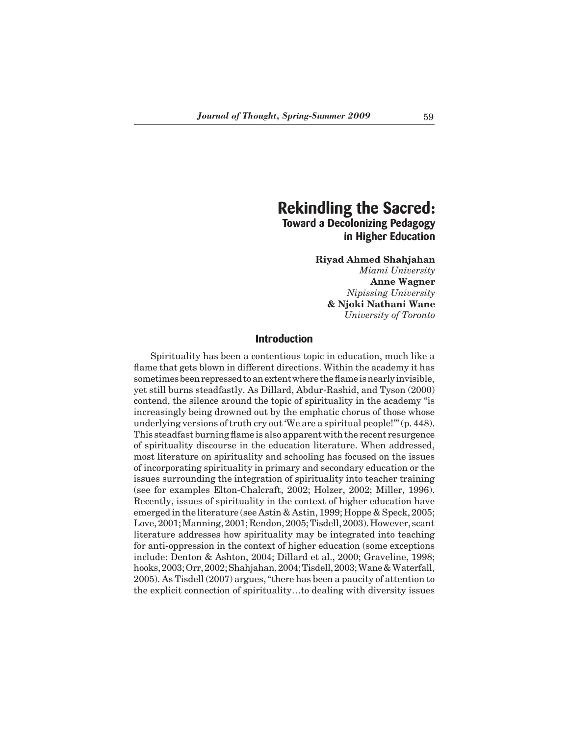# Rekindling the Sacred:
## Toward a Decolonizing Pedagogy in Higher Education

**Riyad Ahmed Shahjahan**
*Miami University*
**Anne Wagner**
*Nipissing University*
**& Njoki Nathani Wane**
*University of Toronto*

## Introduction

Spirituality has been a contentious topic in education, much like a flame that gets blown in different directions. Within the academy it has sometimes been repressed to an extent where the flame is nearly invisible, yet still burns steadfastly. As Dillard, Abdur-Rashid, and Tyson (2000) contend, the silence around the topic of spirituality in the academy "is increasingly being drowned out by the emphatic chorus of those whose underlying versions of truth cry out 'We are a spiritual people!'" (p. 448). This steadfast burning flame is also apparent with the recent resurgence of spirituality discourse in the education literature. When addressed, most literature on spirituality and schooling has focused on the issues of incorporating spirituality in primary and secondary education or the issues surrounding the integration of spirituality into teacher training (see for examples Elton-Chalcraft, 2002; Holzer, 2002; Miller, 1996). Recently, issues of spirituality in the context of higher education have emerged in the literature (see Astin & Astin, 1999; Hoppe & Speck, 2005; Love, 2001; Manning, 2001; Rendon, 2005; Tisdell, 2003). However, scant literature addresses how spirituality may be integrated into teaching for anti-oppression in the context of higher education (some exceptions include: Denton & Ashton, 2004; Dillard et al., 2000; Graveline, 1998; hooks, 2003; Orr, 2002; Shahjahan, 2004; Tisdell, 2003; Wane & Waterfall, 2005). As Tisdell (2007) argues, "there has been a paucity of attention to the explicit connection of spirituality…to dealing with diversity issues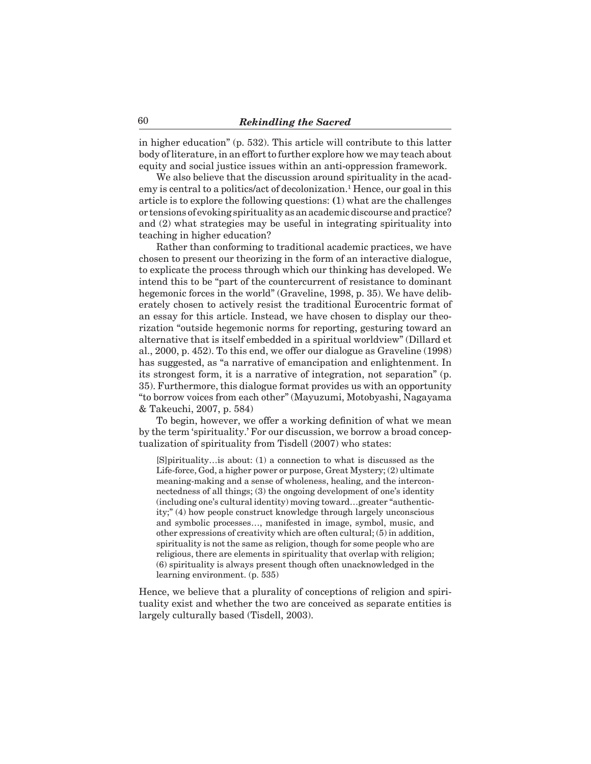in higher education" (p. 532). This article will contribute to this latter body of literature, in an effort to further explore how we may teach about equity and social justice issues within an anti-oppression framework.

We also believe that the discussion around spirituality in the academy is central to a politics/act of decolonization.[1] Hence, our goal in this article is to explore the following questions: (1) what are the challenges or tensions of evoking spirituality as an academic discourse and practice? and (2) what strategies may be useful in integrating spirituality into teaching in higher education?

Rather than conforming to traditional academic practices, we have chosen to present our theorizing in the form of an interactive dialogue, to explicate the process through which our thinking has developed. We intend this to be "part of the countercurrent of resistance to dominant hegemonic forces in the world" (Graveline, 1998, p. 35). We have deliberately chosen to actively resist the traditional Eurocentric format of an essay for this article. Instead, we have chosen to display our theorization "outside hegemonic norms for reporting, gesturing toward an alternative that is itself embedded in a spiritual worldview" (Dillard et al., 2000, p. 452). To this end, we offer our dialogue as Graveline (1998) has suggested, as "a narrative of emancipation and enlightenment. In its strongest form, it is a narrative of integration, not separation" (p. 35). Furthermore, this dialogue format provides us with an opportunity "to borrow voices from each other" (Mayuzumi, Motobyashi, Nagayama & Takeuchi, 2007, p. 584)

To begin, however, we offer a working definition of what we mean by the term 'spirituality.' For our discussion, we borrow a broad conceptualization of spirituality from Tisdell (2007) who states:

> [S]pirituality…is about: (1) a connection to what is discussed as the Life-force, God, a higher power or purpose, Great Mystery; (2) ultimate meaning-making and a sense of wholeness, healing, and the interconnectedness of all things; (3) the ongoing development of one's identity (including one's cultural identity) moving toward…greater "authenticity;" (4) how people construct knowledge through largely unconscious and symbolic processes…, manifested in image, symbol, music, and other expressions of creativity which are often cultural; (5) in addition, spirituality is not the same as religion, though for some people who are religious, there are elements in spirituality that overlap with religion; (6) spirituality is always present though often unacknowledged in the learning environment. (p. 535)

Hence, we believe that a plurality of conceptions of religion and spirituality exist and whether the two are conceived as separate entities is largely culturally based (Tisdell, 2003).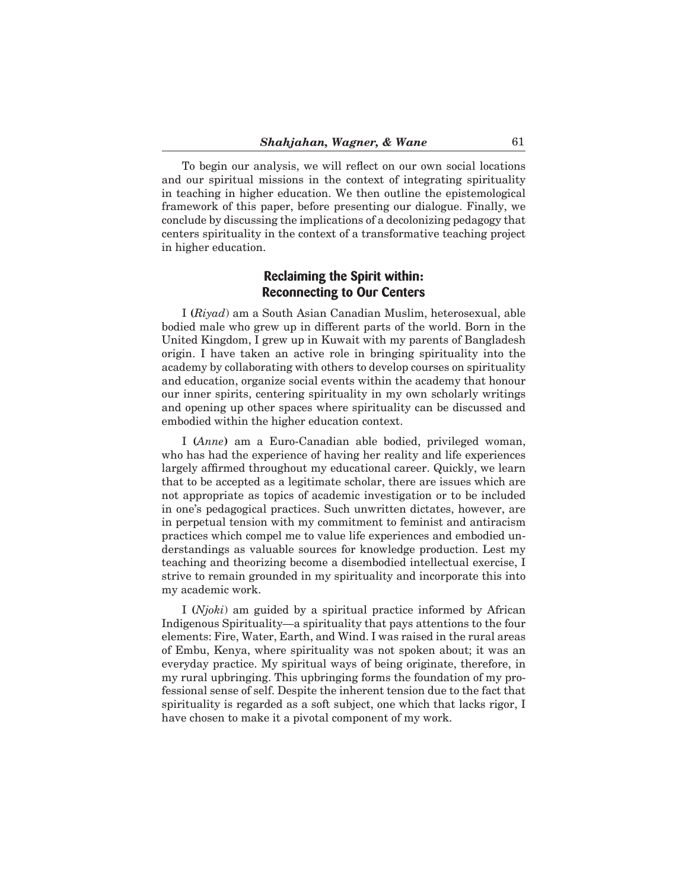To begin our analysis, we will reflect on our own social locations and our spiritual missions in the context of integrating spirituality in teaching in higher education. We then outline the epistemological framework of this paper, before presenting our dialogue. Finally, we conclude by discussing the implications of a decolonizing pedagogy that centers spirituality in the context of a transformative teaching project in higher education.

## Reclaiming the Spirit within: Reconnecting to Our Centers

I (*Riyad*) am a South Asian Canadian Muslim, heterosexual, able bodied male who grew up in different parts of the world. Born in the United Kingdom, I grew up in Kuwait with my parents of Bangladesh origin. I have taken an active role in bringing spirituality into the academy by collaborating with others to develop courses on spirituality and education, organize social events within the academy that honour our inner spirits, centering spirituality in my own scholarly writings and opening up other spaces where spirituality can be discussed and embodied within the higher education context.

I (*Anne*) am a Euro-Canadian able bodied, privileged woman, who has had the experience of having her reality and life experiences largely affirmed throughout my educational career. Quickly, we learn that to be accepted as a legitimate scholar, there are issues which are not appropriate as topics of academic investigation or to be included in one's pedagogical practices. Such unwritten dictates, however, are in perpetual tension with my commitment to feminist and antiracism practices which compel me to value life experiences and embodied understandings as valuable sources for knowledge production. Lest my teaching and theorizing become a disembodied intellectual exercise, I strive to remain grounded in my spirituality and incorporate this into my academic work.

I (*Njoki*) am guided by a spiritual practice informed by African Indigenous Spirituality—a spirituality that pays attentions to the four elements: Fire, Water, Earth, and Wind. I was raised in the rural areas of Embu, Kenya, where spirituality was not spoken about; it was an everyday practice. My spiritual ways of being originate, therefore, in my rural upbringing. This upbringing forms the foundation of my professional sense of self. Despite the inherent tension due to the fact that spirituality is regarded as a soft subject, one which that lacks rigor, I have chosen to make it a pivotal component of my work.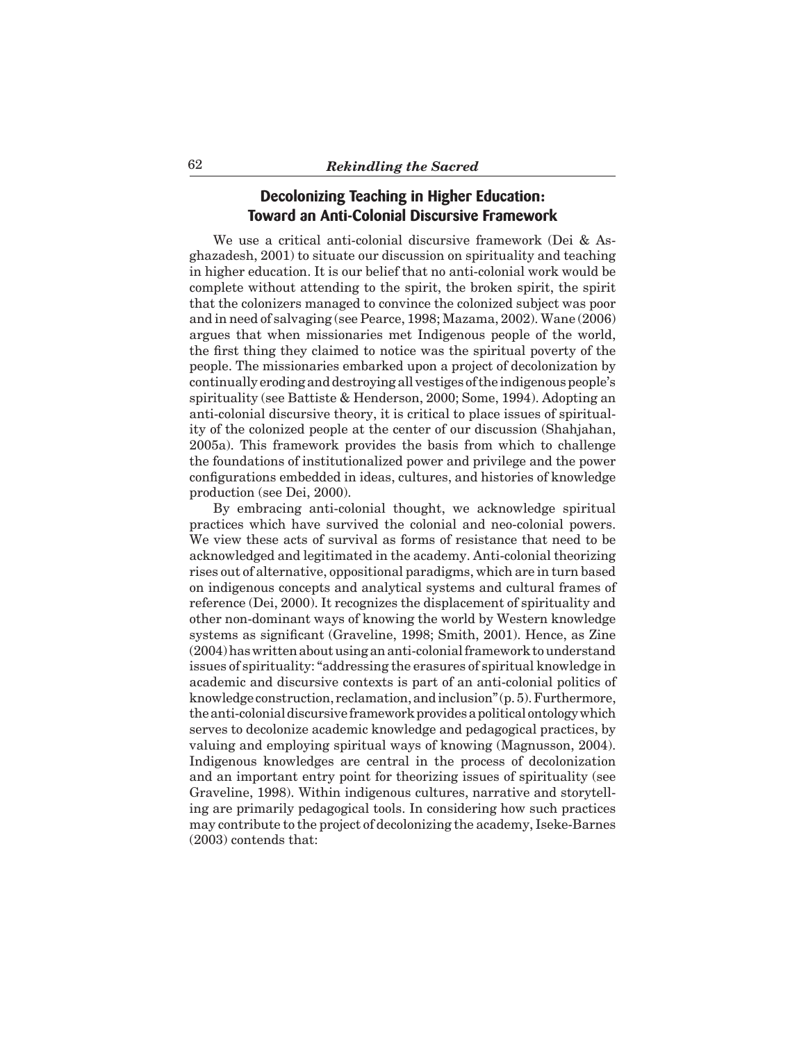## Decolonizing Teaching in Higher Education: Toward an Anti-Colonial Discursive Framework

We use a critical anti-colonial discursive framework (Dei & Asghazadesh, 2001) to situate our discussion on spirituality and teaching in higher education. It is our belief that no anti-colonial work would be complete without attending to the spirit, the broken spirit, the spirit that the colonizers managed to convince the colonized subject was poor and in need of salvaging (see Pearce, 1998; Mazama, 2002). Wane (2006) argues that when missionaries met Indigenous people of the world, the first thing they claimed to notice was the spiritual poverty of the people. The missionaries embarked upon a project of decolonization by continually eroding and destroying all vestiges of the indigenous people's spirituality (see Battiste & Henderson, 2000; Some, 1994). Adopting an anti-colonial discursive theory, it is critical to place issues of spirituality of the colonized people at the center of our discussion (Shahjahan, 2005a). This framework provides the basis from which to challenge the foundations of institutionalized power and privilege and the power configurations embedded in ideas, cultures, and histories of knowledge production (see Dei, 2000).

By embracing anti-colonial thought, we acknowledge spiritual practices which have survived the colonial and neo-colonial powers. We view these acts of survival as forms of resistance that need to be acknowledged and legitimated in the academy. Anti-colonial theorizing rises out of alternative, oppositional paradigms, which are in turn based on indigenous concepts and analytical systems and cultural frames of reference (Dei, 2000). It recognizes the displacement of spirituality and other non-dominant ways of knowing the world by Western knowledge systems as significant (Graveline, 1998; Smith, 2001). Hence, as Zine (2004) has written about using an anti-colonial framework to understand issues of spirituality: "addressing the erasures of spiritual knowledge in academic and discursive contexts is part of an anti-colonial politics of knowledge construction, reclamation, and inclusion" (p. 5). Furthermore, the anti-colonial discursive framework provides a political ontology which serves to decolonize academic knowledge and pedagogical practices, by valuing and employing spiritual ways of knowing (Magnusson, 2004). Indigenous knowledges are central in the process of decolonization and an important entry point for theorizing issues of spirituality (see Graveline, 1998). Within indigenous cultures, narrative and storytelling are primarily pedagogical tools. In considering how such practices may contribute to the project of decolonizing the academy, Iseke-Barnes (2003) contends that: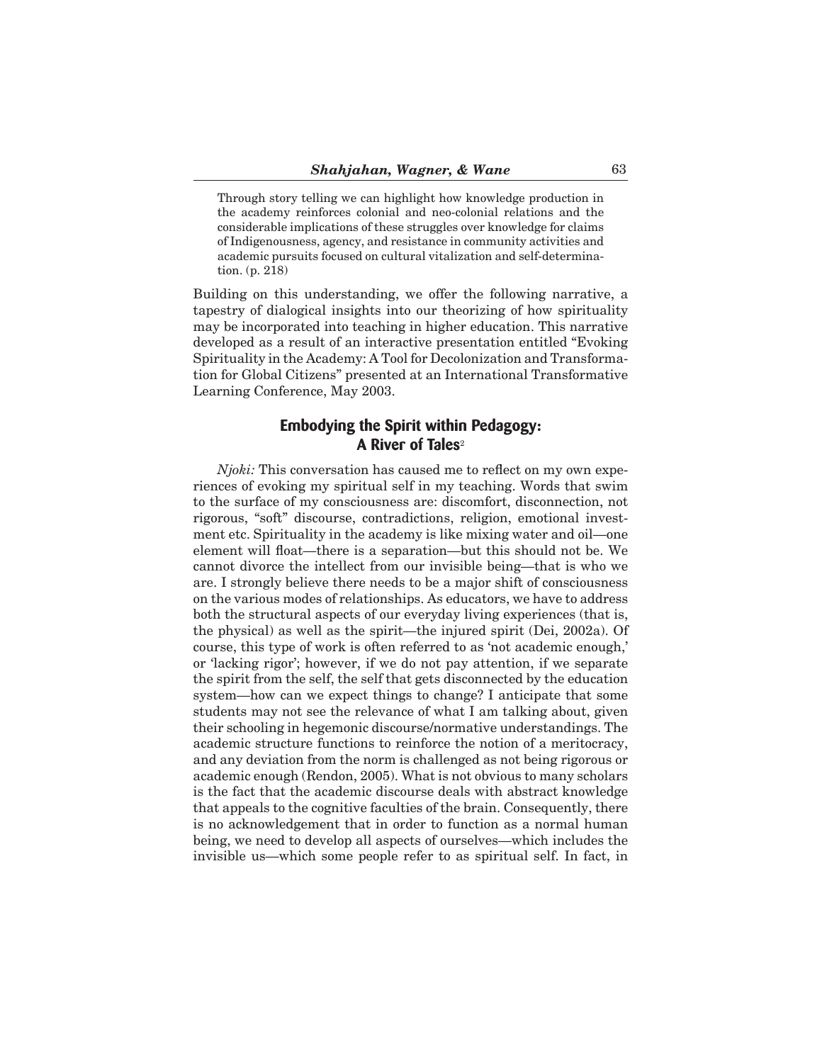> Through story telling we can highlight how knowledge production in the academy reinforces colonial and neo-colonial relations and the considerable implications of these struggles over knowledge for claims of Indigenousness, agency, and resistance in community activities and academic pursuits focused on cultural vitalization and self-determination. (p. 218)

Building on this understanding, we offer the following narrative, a tapestry of dialogical insights into our theorizing of how spirituality may be incorporated into teaching in higher education. This narrative developed as a result of an interactive presentation entitled "Evoking Spirituality in the Academy: A Tool for Decolonization and Transformation for Global Citizens" presented at an International Transformative Learning Conference, May 2003.

## Embodying the Spirit within Pedagogy: A River of Tales[2]

*Njoki:* This conversation has caused me to reflect on my own experiences of evoking my spiritual self in my teaching. Words that swim to the surface of my consciousness are: discomfort, disconnection, not rigorous, "soft" discourse, contradictions, religion, emotional investment etc. Spirituality in the academy is like mixing water and oil—one element will float—there is a separation—but this should not be. We cannot divorce the intellect from our invisible being—that is who we are. I strongly believe there needs to be a major shift of consciousness on the various modes of relationships. As educators, we have to address both the structural aspects of our everyday living experiences (that is, the physical) as well as the spirit—the injured spirit (Dei, 2002a). Of course, this type of work is often referred to as 'not academic enough,' or 'lacking rigor'; however, if we do not pay attention, if we separate the spirit from the self, the self that gets disconnected by the education system—how can we expect things to change? I anticipate that some students may not see the relevance of what I am talking about, given their schooling in hegemonic discourse/normative understandings. The academic structure functions to reinforce the notion of a meritocracy, and any deviation from the norm is challenged as not being rigorous or academic enough (Rendon, 2005). What is not obvious to many scholars is the fact that the academic discourse deals with abstract knowledge that appeals to the cognitive faculties of the brain. Consequently, there is no acknowledgement that in order to function as a normal human being, we need to develop all aspects of ourselves—which includes the invisible us—which some people refer to as spiritual self. In fact, in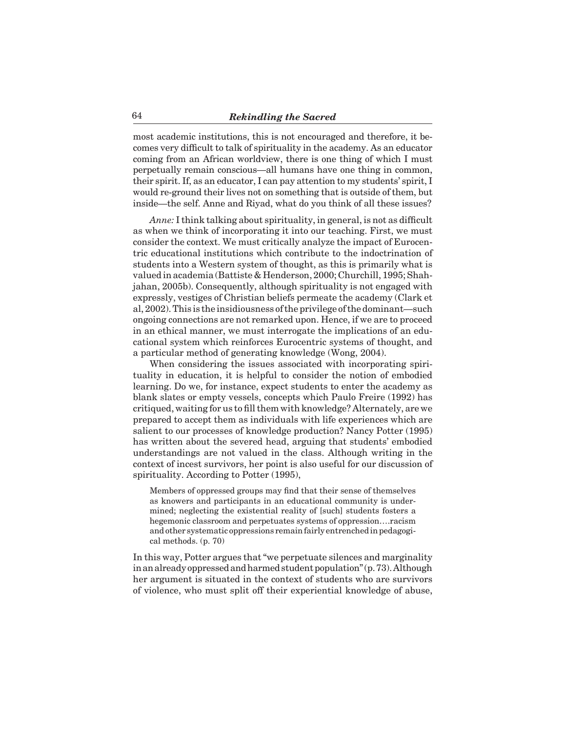most academic institutions, this is not encouraged and therefore, it becomes very difficult to talk of spirituality in the academy. As an educator coming from an African worldview, there is one thing of which I must perpetually remain conscious—all humans have one thing in common, their spirit. If, as an educator, I can pay attention to my students' spirit, I would re-ground their lives not on something that is outside of them, but inside—the self. Anne and Riyad, what do you think of all these issues?

*Anne:* I think talking about spirituality, in general, is not as difficult as when we think of incorporating it into our teaching. First, we must consider the context. We must critically analyze the impact of Eurocentric educational institutions which contribute to the indoctrination of students into a Western system of thought, as this is primarily what is valued in academia (Battiste & Henderson, 2000; Churchill, 1995; Shahjahan, 2005b). Consequently, although spirituality is not engaged with expressly, vestiges of Christian beliefs permeate the academy (Clark et al, 2002). This is the insidiousness of the privilege of the dominant—such ongoing connections are not remarked upon. Hence, if we are to proceed in an ethical manner, we must interrogate the implications of an educational system which reinforces Eurocentric systems of thought, and a particular method of generating knowledge (Wong, 2004).

When considering the issues associated with incorporating spirituality in education, it is helpful to consider the notion of embodied learning. Do we, for instance, expect students to enter the academy as blank slates or empty vessels, concepts which Paulo Freire (1992) has critiqued, waiting for us to fill them with knowledge? Alternately, are we prepared to accept them as individuals with life experiences which are salient to our processes of knowledge production? Nancy Potter (1995) has written about the severed head, arguing that students' embodied understandings are not valued in the class. Although writing in the context of incest survivors, her point is also useful for our discussion of spirituality. According to Potter (1995),

> Members of oppressed groups may find that their sense of themselves as knowers and participants in an educational community is undermined; neglecting the existential reality of [such] students fosters a hegemonic classroom and perpetuates systems of oppression….racism and other systematic oppressions remain fairly entrenched in pedagogical methods. (p. 70)

In this way, Potter argues that "we perpetuate silences and marginality in an already oppressed and harmed student population" (p. 73). Although her argument is situated in the context of students who are survivors of violence, who must split off their experiential knowledge of abuse,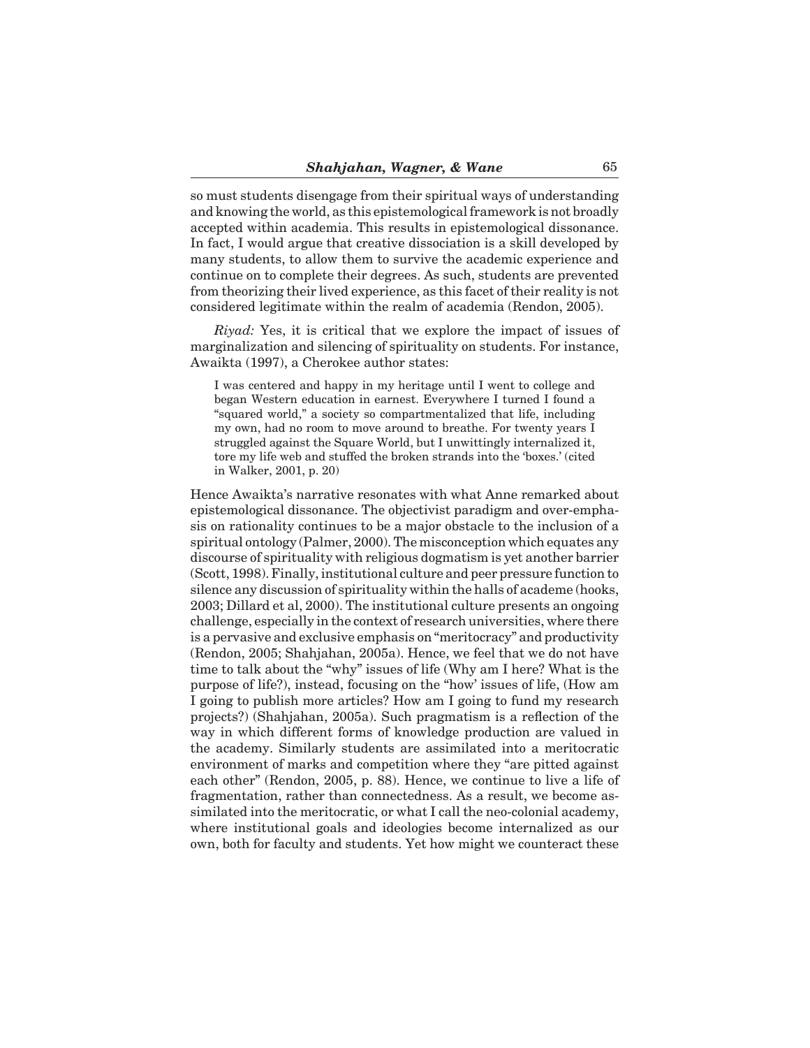so must students disengage from their spiritual ways of understanding and knowing the world, as this epistemological framework is not broadly accepted within academia. This results in epistemological dissonance. In fact, I would argue that creative dissociation is a skill developed by many students, to allow them to survive the academic experience and continue on to complete their degrees. As such, students are prevented from theorizing their lived experience, as this facet of their reality is not considered legitimate within the realm of academia (Rendon, 2005).

*Riyad:* Yes, it is critical that we explore the impact of issues of marginalization and silencing of spirituality on students. For instance, Awaikta (1997), a Cherokee author states:

> I was centered and happy in my heritage until I went to college and began Western education in earnest. Everywhere I turned I found a "squared world," a society so compartmentalized that life, including my own, had no room to move around to breathe. For twenty years I struggled against the Square World, but I unwittingly internalized it, tore my life web and stuffed the broken strands into the 'boxes.' (cited in Walker, 2001, p. 20)

Hence Awaikta's narrative resonates with what Anne remarked about epistemological dissonance. The objectivist paradigm and over-emphasis on rationality continues to be a major obstacle to the inclusion of a spiritual ontology (Palmer, 2000). The misconception which equates any discourse of spirituality with religious dogmatism is yet another barrier (Scott, 1998). Finally, institutional culture and peer pressure function to silence any discussion of spirituality within the halls of academe (hooks, 2003; Dillard et al, 2000). The institutional culture presents an ongoing challenge, especially in the context of research universities, where there is a pervasive and exclusive emphasis on "meritocracy" and productivity (Rendon, 2005; Shahjahan, 2005a). Hence, we feel that we do not have time to talk about the "why" issues of life (Why am I here? What is the purpose of life?), instead, focusing on the "how' issues of life, (How am I going to publish more articles? How am I going to fund my research projects?) (Shahjahan, 2005a). Such pragmatism is a reflection of the way in which different forms of knowledge production are valued in the academy. Similarly students are assimilated into a meritocratic environment of marks and competition where they "are pitted against each other" (Rendon, 2005, p. 88). Hence, we continue to live a life of fragmentation, rather than connectedness. As a result, we become assimilated into the meritocratic, or what I call the neo-colonial academy, where institutional goals and ideologies become internalized as our own, both for faculty and students. Yet how might we counteract these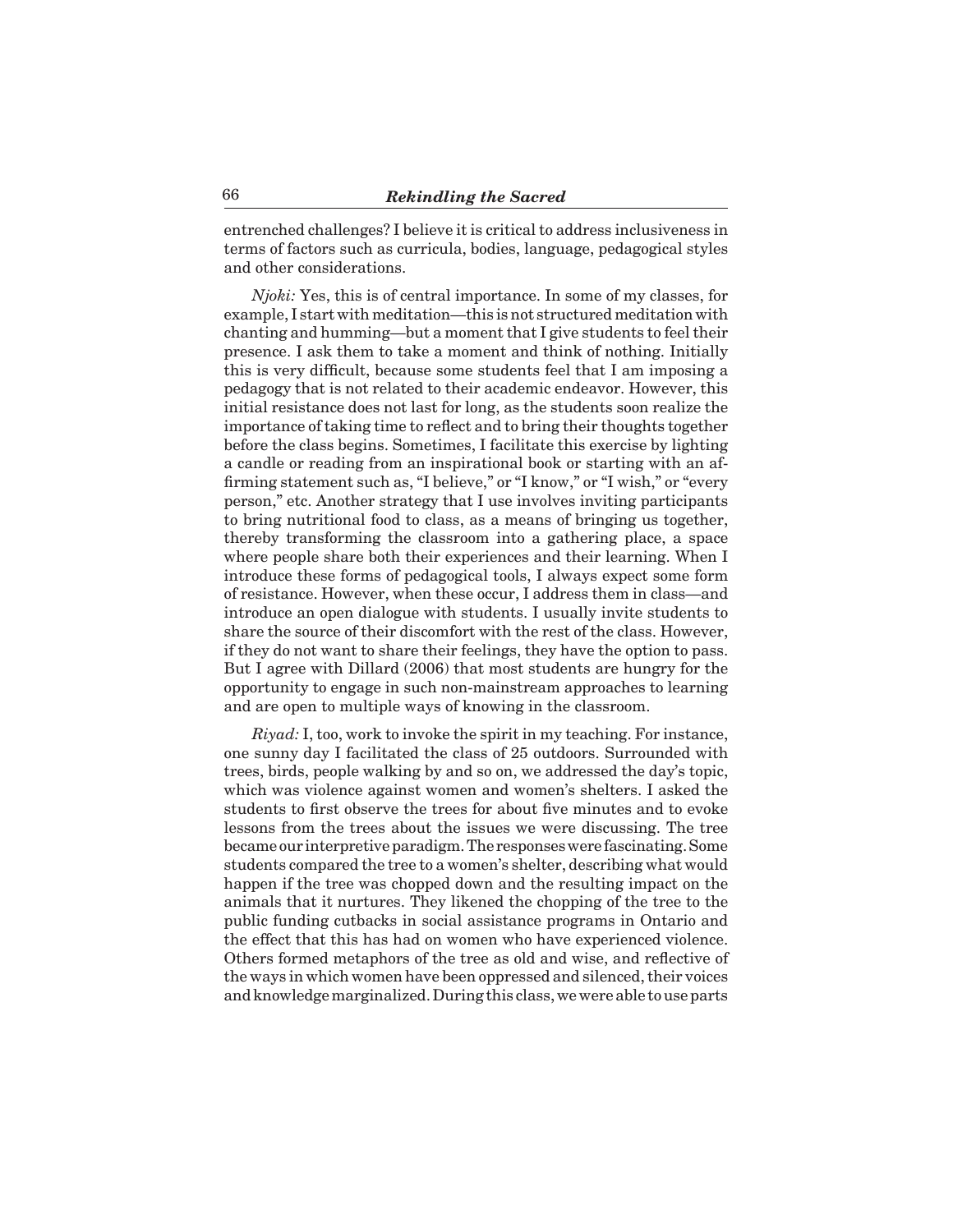entrenched challenges? I believe it is critical to address inclusiveness in terms of factors such as curricula, bodies, language, pedagogical styles and other considerations.

*Njoki:* Yes, this is of central importance. In some of my classes, for example, I start with meditation—this is not structured meditation with chanting and humming—but a moment that I give students to feel their presence. I ask them to take a moment and think of nothing. Initially this is very difficult, because some students feel that I am imposing a pedagogy that is not related to their academic endeavor. However, this initial resistance does not last for long, as the students soon realize the importance of taking time to reflect and to bring their thoughts together before the class begins. Sometimes, I facilitate this exercise by lighting a candle or reading from an inspirational book or starting with an affirming statement such as, "I believe," or "I know," or "I wish," or "every person," etc. Another strategy that I use involves inviting participants to bring nutritional food to class, as a means of bringing us together, thereby transforming the classroom into a gathering place, a space where people share both their experiences and their learning. When I introduce these forms of pedagogical tools, I always expect some form of resistance. However, when these occur, I address them in class—and introduce an open dialogue with students. I usually invite students to share the source of their discomfort with the rest of the class. However, if they do not want to share their feelings, they have the option to pass. But I agree with Dillard (2006) that most students are hungry for the opportunity to engage in such non-mainstream approaches to learning and are open to multiple ways of knowing in the classroom.

*Riyad:* I, too, work to invoke the spirit in my teaching. For instance, one sunny day I facilitated the class of 25 outdoors. Surrounded with trees, birds, people walking by and so on, we addressed the day's topic, which was violence against women and women's shelters. I asked the students to first observe the trees for about five minutes and to evoke lessons from the trees about the issues we were discussing. The tree became our interpretive paradigm. The responses were fascinating. Some students compared the tree to a women's shelter, describing what would happen if the tree was chopped down and the resulting impact on the animals that it nurtures. They likened the chopping of the tree to the public funding cutbacks in social assistance programs in Ontario and the effect that this has had on women who have experienced violence. Others formed metaphors of the tree as old and wise, and reflective of the ways in which women have been oppressed and silenced, their voices and knowledge marginalized. During this class, we were able to use parts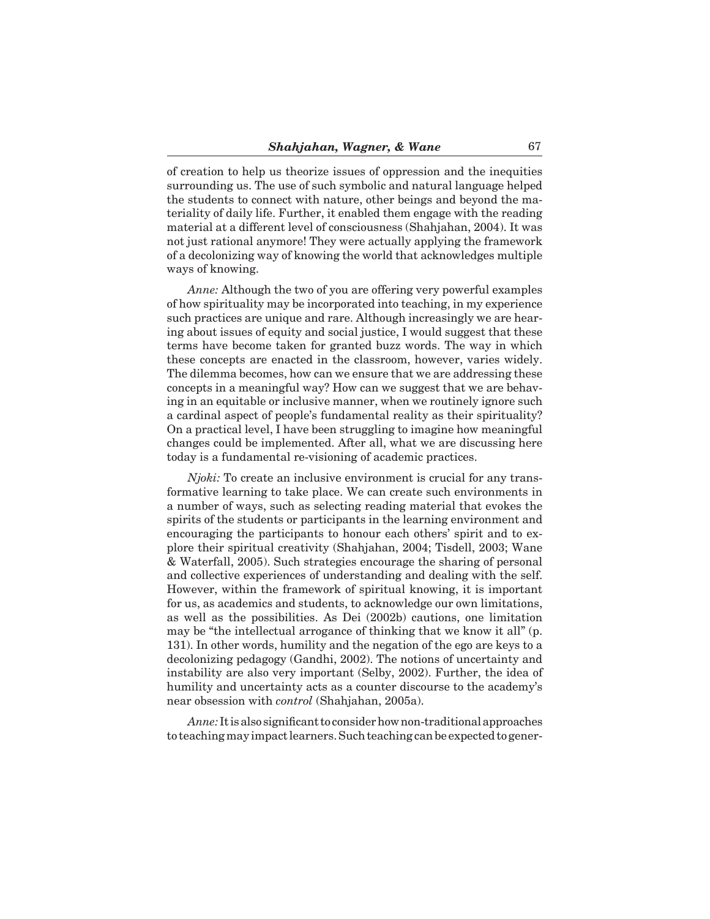of creation to help us theorize issues of oppression and the inequities surrounding us. The use of such symbolic and natural language helped the students to connect with nature, other beings and beyond the materiality of daily life. Further, it enabled them engage with the reading material at a different level of consciousness (Shahjahan, 2004). It was not just rational anymore! They were actually applying the framework of a decolonizing way of knowing the world that acknowledges multiple ways of knowing.

*Anne:* Although the two of you are offering very powerful examples of how spirituality may be incorporated into teaching, in my experience such practices are unique and rare. Although increasingly we are hearing about issues of equity and social justice, I would suggest that these terms have become taken for granted buzz words. The way in which these concepts are enacted in the classroom, however, varies widely. The dilemma becomes, how can we ensure that we are addressing these concepts in a meaningful way? How can we suggest that we are behaving in an equitable or inclusive manner, when we routinely ignore such a cardinal aspect of people's fundamental reality as their spirituality? On a practical level, I have been struggling to imagine how meaningful changes could be implemented. After all, what we are discussing here today is a fundamental re-visioning of academic practices.

*Njoki:* To create an inclusive environment is crucial for any transformative learning to take place. We can create such environments in a number of ways, such as selecting reading material that evokes the spirits of the students or participants in the learning environment and encouraging the participants to honour each others' spirit and to explore their spiritual creativity (Shahjahan, 2004; Tisdell, 2003; Wane & Waterfall, 2005). Such strategies encourage the sharing of personal and collective experiences of understanding and dealing with the self. However, within the framework of spiritual knowing, it is important for us, as academics and students, to acknowledge our own limitations, as well as the possibilities. As Dei (2002b) cautions, one limitation may be "the intellectual arrogance of thinking that we know it all" (p. 131). In other words, humility and the negation of the ego are keys to a decolonizing pedagogy (Gandhi, 2002). The notions of uncertainty and instability are also very important (Selby, 2002). Further, the idea of humility and uncertainty acts as a counter discourse to the academy's near obsession with *control* (Shahjahan, 2005a).

*Anne:* It is also significant to consider how non-traditional approaches to teaching may impact learners. Such teaching can be expected to gener-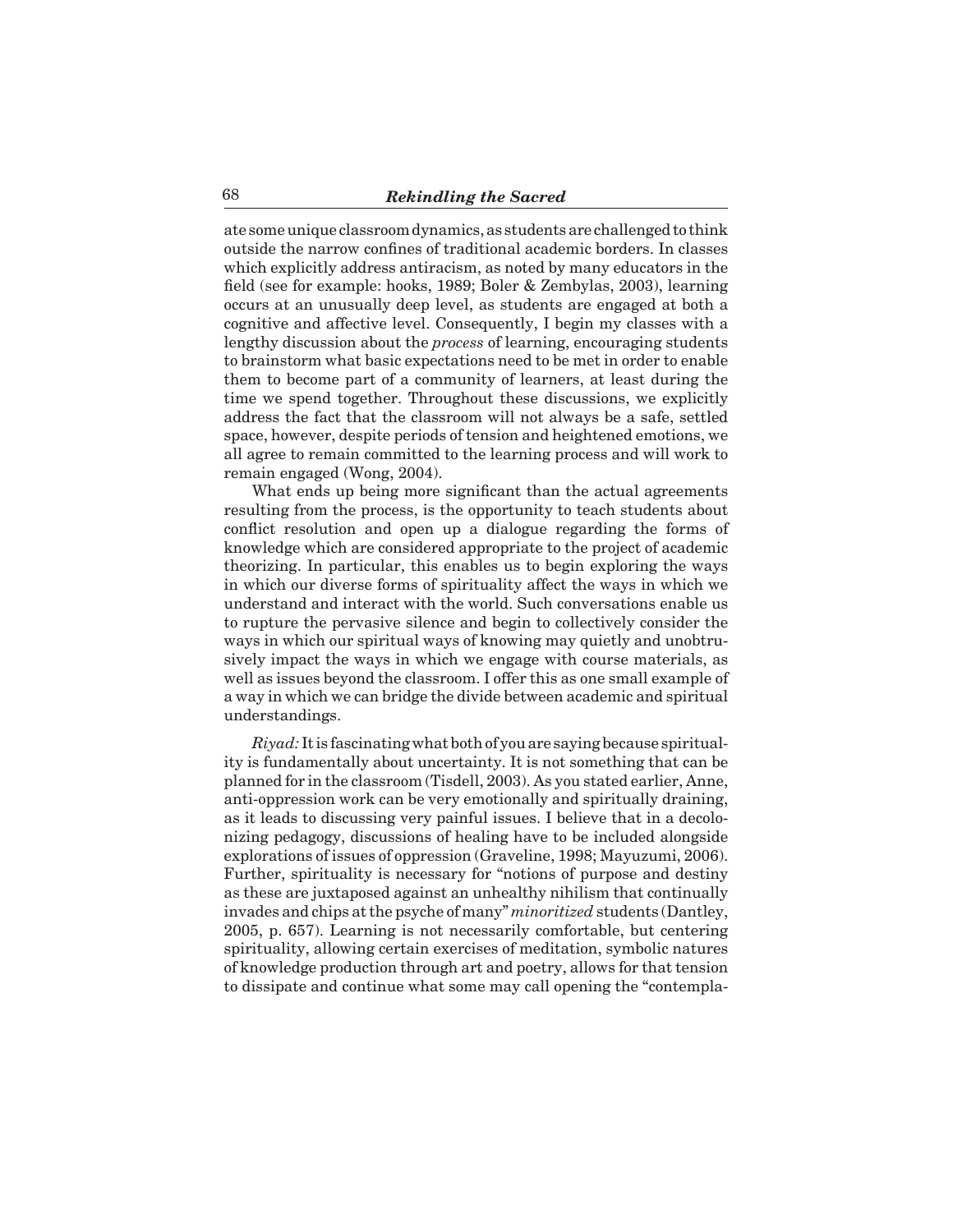ate some unique classroom dynamics, as students are challenged to think outside the narrow confines of traditional academic borders. In classes which explicitly address antiracism, as noted by many educators in the field (see for example: hooks, 1989; Boler & Zembylas, 2003), learning occurs at an unusually deep level, as students are engaged at both a cognitive and affective level. Consequently, I begin my classes with a lengthy discussion about the *process* of learning, encouraging students to brainstorm what basic expectations need to be met in order to enable them to become part of a community of learners, at least during the time we spend together. Throughout these discussions, we explicitly address the fact that the classroom will not always be a safe, settled space, however, despite periods of tension and heightened emotions, we all agree to remain committed to the learning process and will work to remain engaged (Wong, 2004).

What ends up being more significant than the actual agreements resulting from the process, is the opportunity to teach students about conflict resolution and open up a dialogue regarding the forms of knowledge which are considered appropriate to the project of academic theorizing. In particular, this enables us to begin exploring the ways in which our diverse forms of spirituality affect the ways in which we understand and interact with the world. Such conversations enable us to rupture the pervasive silence and begin to collectively consider the ways in which our spiritual ways of knowing may quietly and unobtrusively impact the ways in which we engage with course materials, as well as issues beyond the classroom. I offer this as one small example of a way in which we can bridge the divide between academic and spiritual understandings.

*Riyad:* It is fascinating what both of you are saying because spirituality is fundamentally about uncertainty. It is not something that can be planned for in the classroom (Tisdell, 2003). As you stated earlier, Anne, anti-oppression work can be very emotionally and spiritually draining, as it leads to discussing very painful issues. I believe that in a decolonizing pedagogy, discussions of healing have to be included alongside explorations of issues of oppression (Graveline, 1998; Mayuzumi, 2006). Further, spirituality is necessary for "notions of purpose and destiny as these are juxtaposed against an unhealthy nihilism that continually invades and chips at the psyche of many" *minoritized* students (Dantley, 2005, p. 657). Learning is not necessarily comfortable, but centering spirituality, allowing certain exercises of meditation, symbolic natures of knowledge production through art and poetry, allows for that tension to dissipate and continue what some may call opening the "contempla-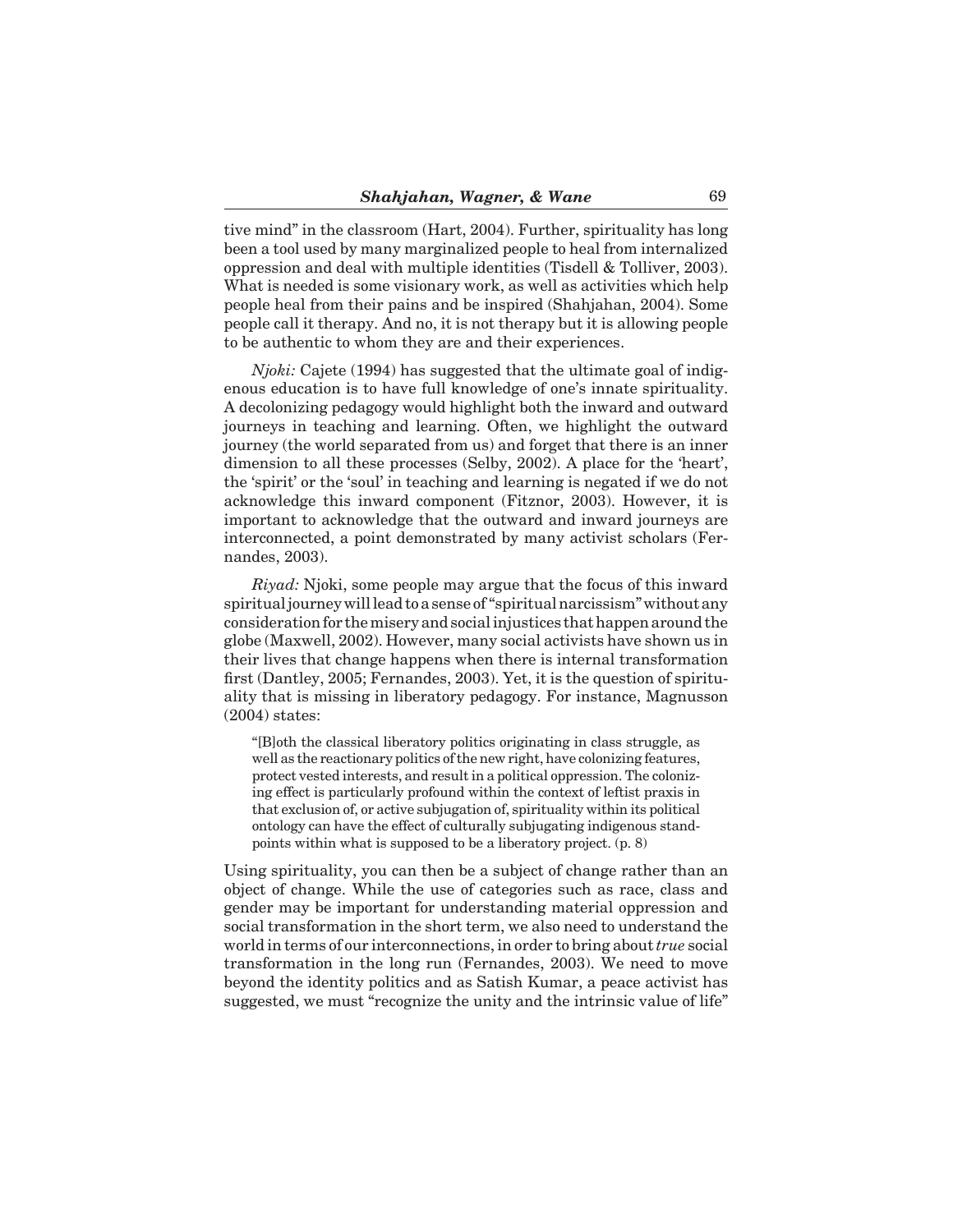tive mind" in the classroom (Hart, 2004). Further, spirituality has long been a tool used by many marginalized people to heal from internalized oppression and deal with multiple identities (Tisdell & Tolliver, 2003). What is needed is some visionary work, as well as activities which help people heal from their pains and be inspired (Shahjahan, 2004). Some people call it therapy. And no, it is not therapy but it is allowing people to be authentic to whom they are and their experiences.

*Njoki:* Cajete (1994) has suggested that the ultimate goal of indigenous education is to have full knowledge of one's innate spirituality. A decolonizing pedagogy would highlight both the inward and outward journeys in teaching and learning. Often, we highlight the outward journey (the world separated from us) and forget that there is an inner dimension to all these processes (Selby, 2002). A place for the 'heart', the 'spirit' or the 'soul' in teaching and learning is negated if we do not acknowledge this inward component (Fitznor, 2003). However, it is important to acknowledge that the outward and inward journeys are interconnected, a point demonstrated by many activist scholars (Fernandes, 2003).

*Riyad:* Njoki, some people may argue that the focus of this inward spiritual journey will lead to a sense of "spiritual narcissism" without any consideration for the misery and social injustices that happen around the globe (Maxwell, 2002). However, many social activists have shown us in their lives that change happens when there is internal transformation first (Dantley, 2005; Fernandes, 2003). Yet, it is the question of spirituality that is missing in liberatory pedagogy. For instance, Magnusson (2004) states:

> "[B]oth the classical liberatory politics originating in class struggle, as well as the reactionary politics of the new right, have colonizing features, protect vested interests, and result in a political oppression. The colonizing effect is particularly profound within the context of leftist praxis in that exclusion of, or active subjugation of, spirituality within its political ontology can have the effect of culturally subjugating indigenous standpoints within what is supposed to be a liberatory project. (p. 8)

Using spirituality, you can then be a subject of change rather than an object of change. While the use of categories such as race, class and gender may be important for understanding material oppression and social transformation in the short term, we also need to understand the world in terms of our interconnections, in order to bring about *true* social transformation in the long run (Fernandes, 2003). We need to move beyond the identity politics and as Satish Kumar, a peace activist has suggested, we must "recognize the unity and the intrinsic value of life"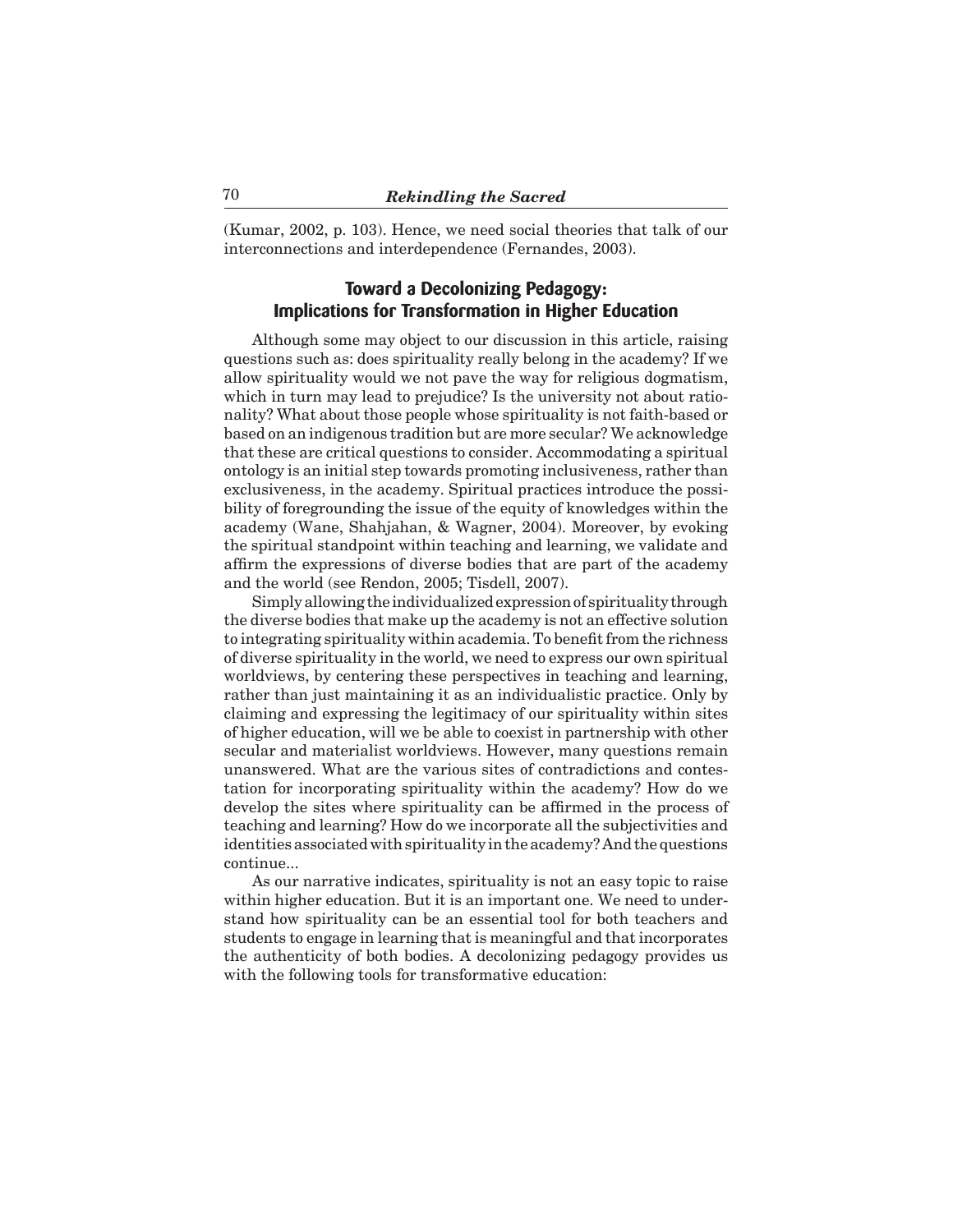(Kumar, 2002, p. 103). Hence, we need social theories that talk of our interconnections and interdependence (Fernandes, 2003).

## Toward a Decolonizing Pedagogy: Implications for Transformation in Higher Education

Although some may object to our discussion in this article, raising questions such as: does spirituality really belong in the academy? If we allow spirituality would we not pave the way for religious dogmatism, which in turn may lead to prejudice? Is the university not about rationality? What about those people whose spirituality is not faith-based or based on an indigenous tradition but are more secular? We acknowledge that these are critical questions to consider. Accommodating a spiritual ontology is an initial step towards promoting inclusiveness, rather than exclusiveness, in the academy. Spiritual practices introduce the possibility of foregrounding the issue of the equity of knowledges within the academy (Wane, Shahjahan, & Wagner, 2004). Moreover, by evoking the spiritual standpoint within teaching and learning, we validate and affirm the expressions of diverse bodies that are part of the academy and the world (see Rendon, 2005; Tisdell, 2007).

Simply allowing the individualized expression of spirituality through the diverse bodies that make up the academy is not an effective solution to integrating spirituality within academia. To benefit from the richness of diverse spirituality in the world, we need to express our own spiritual worldviews, by centering these perspectives in teaching and learning, rather than just maintaining it as an individualistic practice. Only by claiming and expressing the legitimacy of our spirituality within sites of higher education, will we be able to coexist in partnership with other secular and materialist worldviews. However, many questions remain unanswered. What are the various sites of contradictions and contestation for incorporating spirituality within the academy? How do we develop the sites where spirituality can be affirmed in the process of teaching and learning? How do we incorporate all the subjectivities and identities associated with spirituality in the academy? And the questions continue...

As our narrative indicates, spirituality is not an easy topic to raise within higher education. But it is an important one. We need to understand how spirituality can be an essential tool for both teachers and students to engage in learning that is meaningful and that incorporates the authenticity of both bodies. A decolonizing pedagogy provides us with the following tools for transformative education: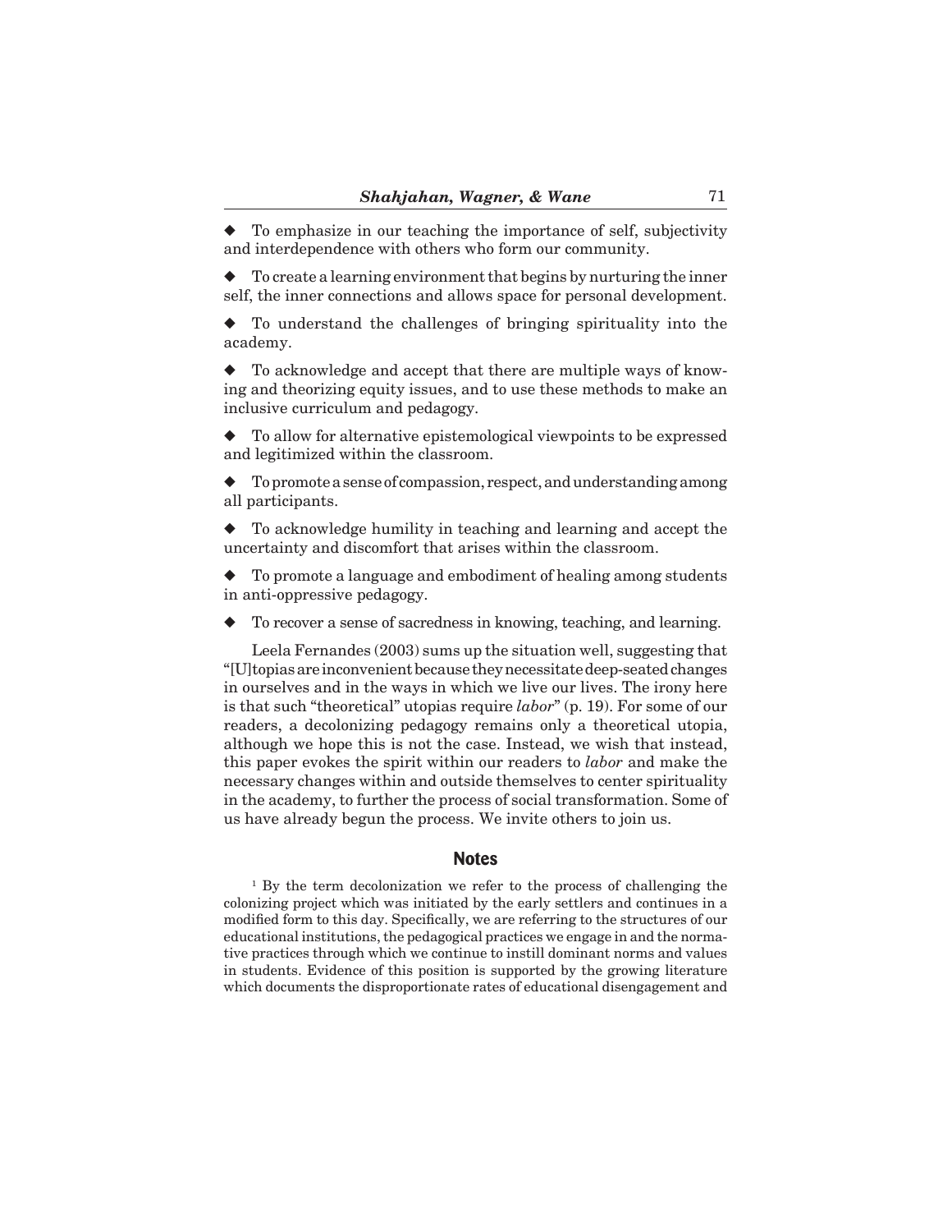- To emphasize in our teaching the importance of self, subjectivity and interdependence with others who form our community.

- To create a learning environment that begins by nurturing the inner self, the inner connections and allows space for personal development.

- To understand the challenges of bringing spirituality into the academy.

- To acknowledge and accept that there are multiple ways of knowing and theorizing equity issues, and to use these methods to make an inclusive curriculum and pedagogy.

- To allow for alternative epistemological viewpoints to be expressed and legitimized within the classroom.

- To promote a sense of compassion, respect, and understanding among all participants.

- To acknowledge humility in teaching and learning and accept the uncertainty and discomfort that arises within the classroom.

- To promote a language and embodiment of healing among students in anti-oppressive pedagogy.

- To recover a sense of sacredness in knowing, teaching, and learning.

Leela Fernandes (2003) sums up the situation well, suggesting that "[U]topias are inconvenient because they necessitate deep-seated changes in ourselves and in the ways in which we live our lives. The irony here is that such "theoretical" utopias require *labor*" (p. 19). For some of our readers, a decolonizing pedagogy remains only a theoretical utopia, although we hope this is not the case. Instead, we wish that instead, this paper evokes the spirit within our readers to *labor* and make the necessary changes within and outside themselves to center spirituality in the academy, to further the process of social transformation. Some of us have already begun the process. We invite others to join us.

## Notes

[1] By the term decolonization we refer to the process of challenging the colonizing project which was initiated by the early settlers and continues in a modified form to this day. Specifically, we are referring to the structures of our educational institutions, the pedagogical practices we engage in and the normative practices through which we continue to instill dominant norms and values in students. Evidence of this position is supported by the growing literature which documents the disproportionate rates of educational disengagement and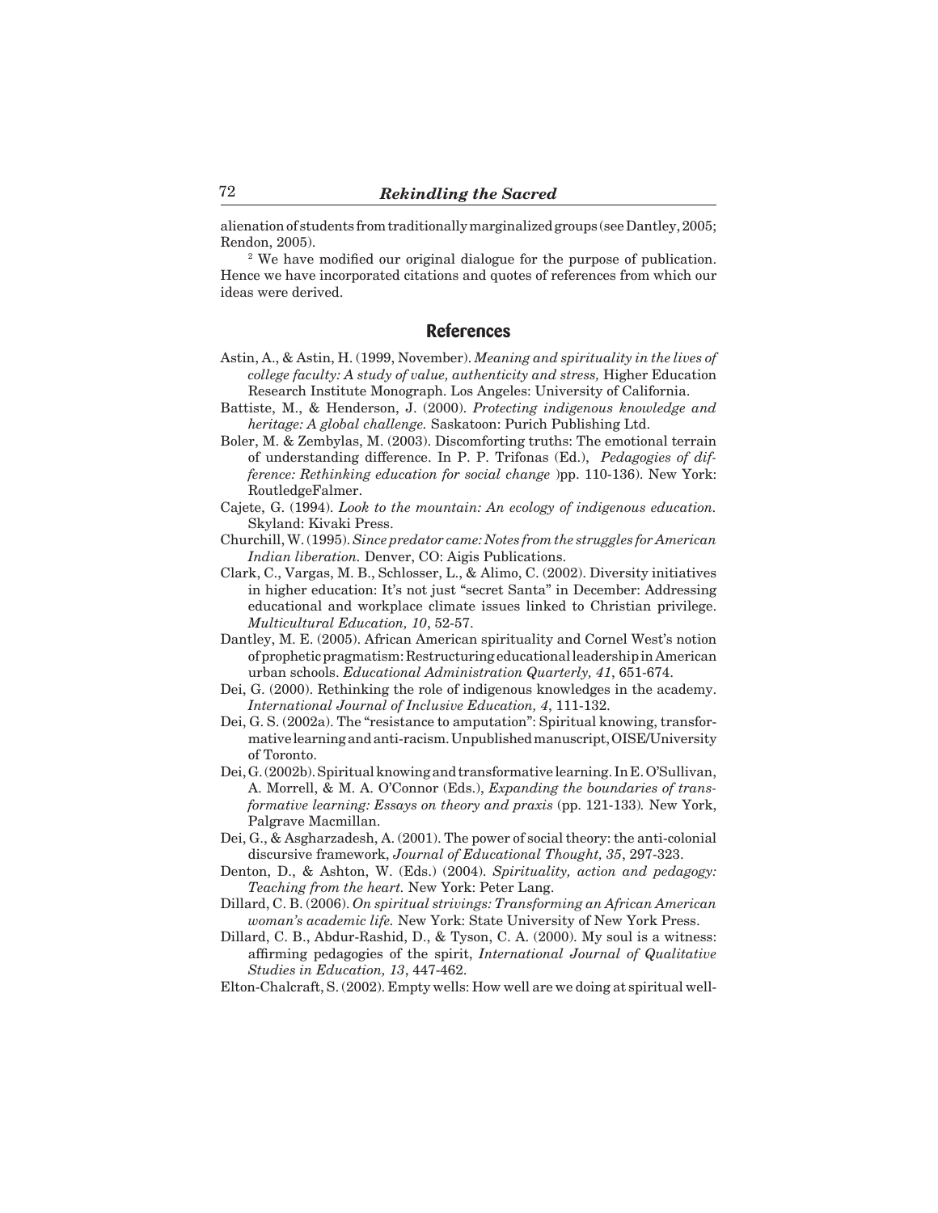alienation of students from traditionally marginalized groups (see Dantley, 2005; Rendon, 2005).

[2] We have modified our original dialogue for the purpose of publication. Hence we have incorporated citations and quotes of references from which our ideas were derived.

## References

Astin, A., & Astin, H. (1999, November). *Meaning and spirituality in the lives of college faculty: A study of value, authenticity and stress,* Higher Education Research Institute Monograph. Los Angeles: University of California.

Battiste, M., & Henderson, J. (2000). *Protecting indigenous knowledge and heritage: A global challenge.* Saskatoon: Purich Publishing Ltd.

Boler, M. & Zembylas, M. (2003). Discomforting truths: The emotional terrain of understanding difference. In P. P. Trifonas (Ed.), *Pedagogies of difference: Rethinking education for social change* )pp. 110-136). New York: RoutledgeFalmer.

Cajete, G. (1994). *Look to the mountain: An ecology of indigenous education.* Skyland: Kivaki Press.

Churchill, W. (1995). *Since predator came: Notes from the struggles for American Indian liberation.* Denver, CO: Aigis Publications.

Clark, C., Vargas, M. B., Schlosser, L., & Alimo, C. (2002). Diversity initiatives in higher education: It's not just "secret Santa" in December: Addressing educational and workplace climate issues linked to Christian privilege. *Multicultural Education, 10*, 52-57.

Dantley, M. E. (2005). African American spirituality and Cornel West's notion of prophetic pragmatism: Restructuring educational leadership in American urban schools. *Educational Administration Quarterly, 41*, 651-674.

Dei, G. (2000). Rethinking the role of indigenous knowledges in the academy. *International Journal of Inclusive Education, 4*, 111-132.

Dei, G. S. (2002a). The "resistance to amputation": Spiritual knowing, transformative learning and anti-racism. Unpublished manuscript, OISE/University of Toronto.

Dei, G. (2002b). Spiritual knowing and transformative learning. In E. O'Sullivan, A. Morrell, & M. A. O'Connor (Eds.), *Expanding the boundaries of transformative learning: Essays on theory and praxis* (pp. 121-133)*.* New York, Palgrave Macmillan.

Dei, G., & Asgharzadesh, A. (2001). The power of social theory: the anti-colonial discursive framework, *Journal of Educational Thought, 35*, 297-323.

Denton, D., & Ashton, W. (Eds.) (2004). *Spirituality, action and pedagogy: Teaching from the heart.* New York: Peter Lang.

Dillard, C. B. (2006). *On spiritual strivings: Transforming an African American woman's academic life.* New York: State University of New York Press.

Dillard, C. B., Abdur-Rashid, D., & Tyson, C. A. (2000). My soul is a witness: affirming pedagogies of the spirit, *International Journal of Qualitative Studies in Education, 13*, 447-462.

Elton-Chalcraft, S. (2002). Empty wells: How well are we doing at spiritual well-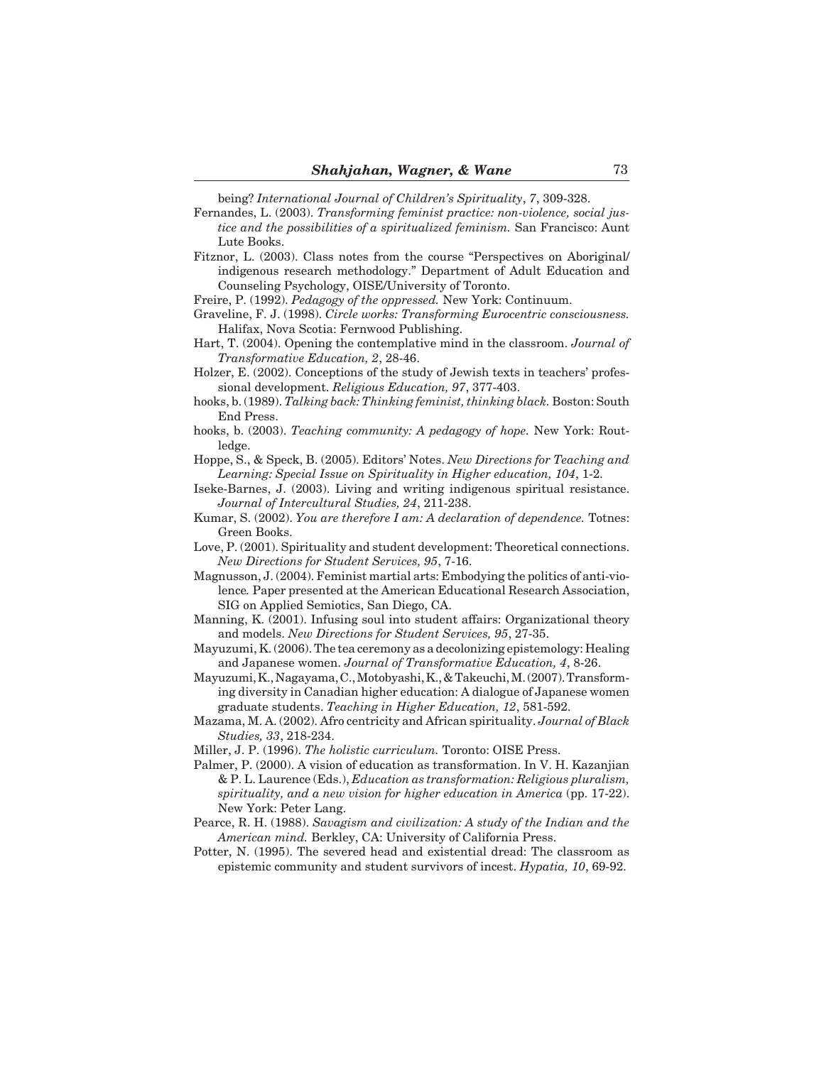being? *International Journal of Children's Spirituality*, *7*, 309-328.

Fernandes, L. (2003). *Transforming feminist practice: non-violence, social justice and the possibilities of a spiritualized feminism.* San Francisco: Aunt Lute Books.

Fitznor, L. (2003). Class notes from the course "Perspectives on Aboriginal/ indigenous research methodology." Department of Adult Education and Counseling Psychology, OISE/University of Toronto.

Freire, P. (1992). *Pedagogy of the oppressed.* New York: Continuum.

Graveline, F. J. (1998). *Circle works: Transforming Eurocentric consciousness.* Halifax, Nova Scotia: Fernwood Publishing.

Hart, T. (2004). Opening the contemplative mind in the classroom. *Journal of Transformative Education, 2*, 28-46.

Holzer, E. (2002). Conceptions of the study of Jewish texts in teachers' professional development. *Religious Education, 97*, 377-403.

hooks, b. (1989). *Talking back: Thinking feminist, thinking black.* Boston: South End Press.

hooks, b. (2003). *Teaching community: A pedagogy of hope.* New York: Routledge.

Hoppe, S., & Speck, B. (2005). Editors' Notes. *New Directions for Teaching and Learning: Special Issue on Spirituality in Higher education, 104*, 1-2.

Iseke-Barnes, J. (2003). Living and writing indigenous spiritual resistance. *Journal of Intercultural Studies, 24*, 211-238.

Kumar, S. (2002). *You are therefore I am: A declaration of dependence.* Totnes: Green Books.

Love, P. (2001). Spirituality and student development: Theoretical connections. *New Directions for Student Services, 95*, 7-16.

Magnusson, J. (2004). Feminist martial arts: Embodying the politics of anti-violence*.* Paper presented at the American Educational Research Association, SIG on Applied Semiotics, San Diego, CA.

Manning, K. (2001). Infusing soul into student affairs: Organizational theory and models. *New Directions for Student Services, 95*, 27-35.

Mayuzumi, K. (2006). The tea ceremony as a decolonizing epistemology: Healing and Japanese women. *Journal of Transformative Education, 4*, 8-26.

Mayuzumi, K., Nagayama, C., Motobyashi, K., & Takeuchi, M. (2007). Transforming diversity in Canadian higher education: A dialogue of Japanese women graduate students. *Teaching in Higher Education, 12*, 581-592.

Mazama, M. A. (2002). Afro centricity and African spirituality. *Journal of Black Studies, 33*, 218-234.

Miller, J. P. (1996). *The holistic curriculum.* Toronto: OISE Press.

Palmer, P. (2000). A vision of education as transformation. In V. H. Kazanjian & P. L. Laurence (Eds.), *Education as transformation: Religious pluralism, spirituality, and a new vision for higher education in America* (pp. 17-22). New York: Peter Lang.

Pearce, R. H. (1988). *Savagism and civilization: A study of the Indian and the American mind.* Berkley, CA: University of California Press.

Potter, N. (1995). The severed head and existential dread: The classroom as epistemic community and student survivors of incest. *Hypatia, 10*, 69-92.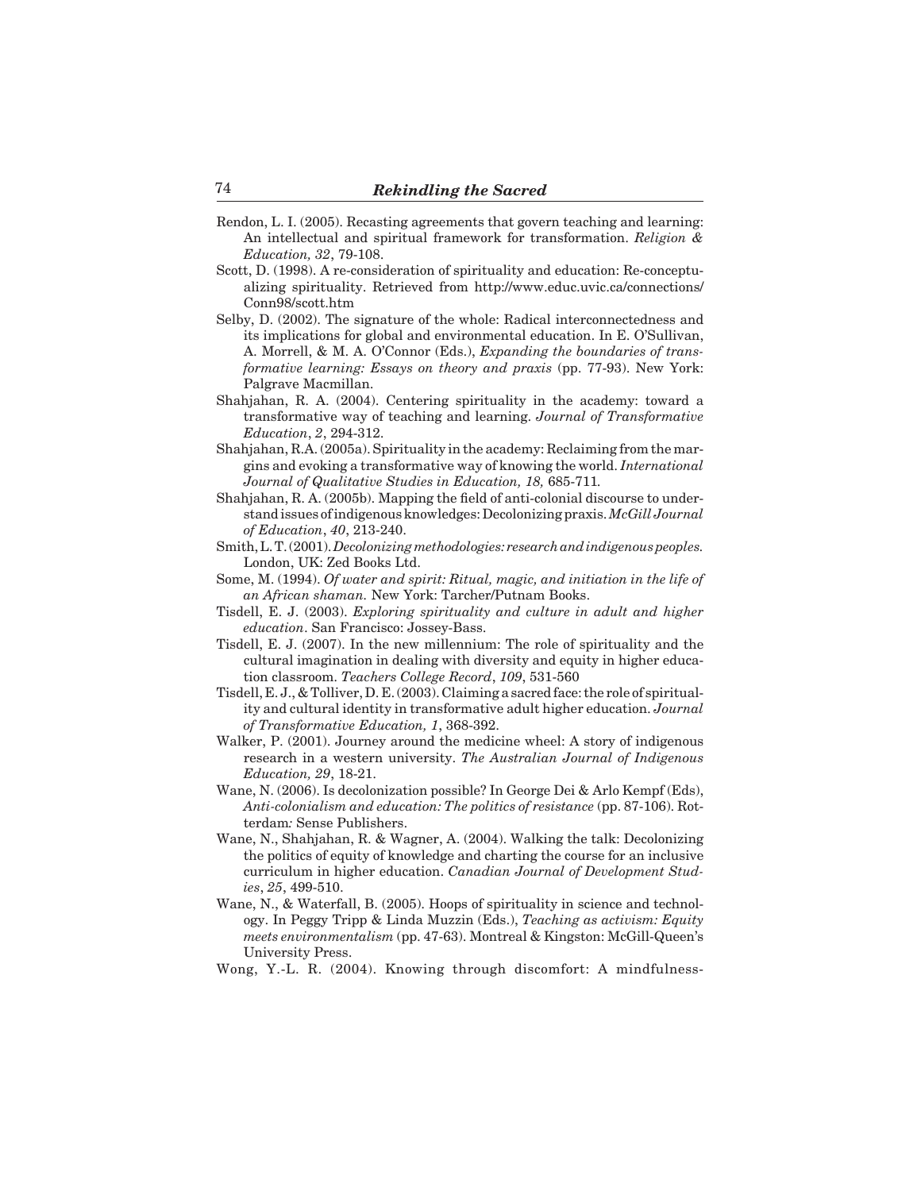Rendon, L. I. (2005). Recasting agreements that govern teaching and learning: An intellectual and spiritual framework for transformation. *Religion & Education, 32*, 79-108.

Scott, D. (1998). A re-consideration of spirituality and education: Re-conceptualizing spirituality. Retrieved from http://www.educ.uvic.ca/connections/Conn98/scott.htm

Selby, D. (2002). The signature of the whole: Radical interconnectedness and its implications for global and environmental education. In E. O'Sullivan, A. Morrell, & M. A. O'Connor (Eds.), *Expanding the boundaries of transformative learning: Essays on theory and praxis* (pp. 77-93). New York: Palgrave Macmillan.

Shahjahan, R. A. (2004). Centering spirituality in the academy: toward a transformative way of teaching and learning. *Journal of Transformative Education*, *2*, 294-312.

Shahjahan, R.A. (2005a). Spirituality in the academy: Reclaiming from the margins and evoking a transformative way of knowing the world. *International Journal of Qualitative Studies in Education, 18,* 685-711.

Shahjahan, R. A. (2005b). Mapping the field of anti-colonial discourse to understand issues of indigenous knowledges: Decolonizing praxis. *McGill Journal of Education*, *40*, 213-240.

Smith, L. T. (2001). *Decolonizing methodologies: research and indigenous peoples.* London, UK: Zed Books Ltd.

Some, M. (1994). *Of water and spirit: Ritual, magic, and initiation in the life of an African shaman.* New York: Tarcher/Putnam Books.

Tisdell, E. J. (2003). *Exploring spirituality and culture in adult and higher education*. San Francisco: Jossey-Bass.

Tisdell, E. J. (2007). In the new millennium: The role of spirituality and the cultural imagination in dealing with diversity and equity in higher education classroom. *Teachers College Record*, *109*, 531-560

Tisdell, E. J., & Tolliver, D. E. (2003). Claiming a sacred face: the role of spirituality and cultural identity in transformative adult higher education. *Journal of Transformative Education, 1*, 368-392.

Walker, P. (2001). Journey around the medicine wheel: A story of indigenous research in a western university. *The Australian Journal of Indigenous Education, 29*, 18-21.

Wane, N. (2006). Is decolonization possible? In George Dei & Arlo Kempf (Eds), *Anti-colonialism and education: The politics of resistance* (pp. 87-106). Rotterdam*:* Sense Publishers.

Wane, N., Shahjahan, R. & Wagner, A. (2004). Walking the talk: Decolonizing the politics of equity of knowledge and charting the course for an inclusive curriculum in higher education. *Canadian Journal of Development Studies*, *25*, 499-510.

Wane, N., & Waterfall, B. (2005). Hoops of spirituality in science and technology. In Peggy Tripp & Linda Muzzin (Eds.), *Teaching as activism: Equity meets environmentalism* (pp. 47-63). Montreal & Kingston: McGill-Queen's University Press.

Wong, Y.-L. R. (2004). Knowing through discomfort: A mindfulness-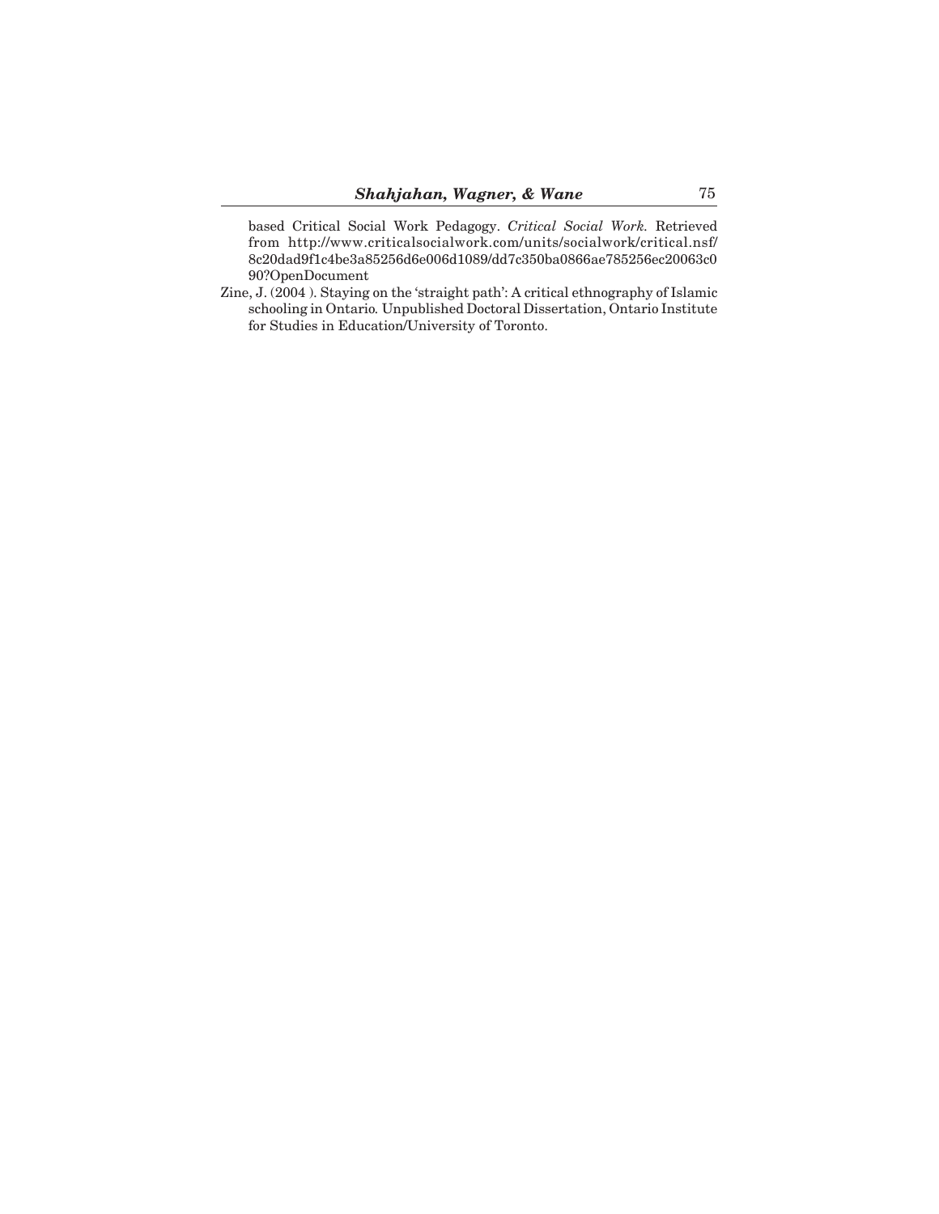based Critical Social Work Pedagogy. *Critical Social Work*. Retrieved from http://www.criticalsocialwork.com/units/socialwork/critical.nsf/8c20dad9f1c4be3a85256d6e006d1089/dd7c350ba0866ae785256ec20063c090?OpenDocument

Zine, J. (2004 ). Staying on the 'straight path': A critical ethnography of Islamic schooling in Ontario. Unpublished Doctoral Dissertation, Ontario Institute for Studies in Education/University of Toronto.